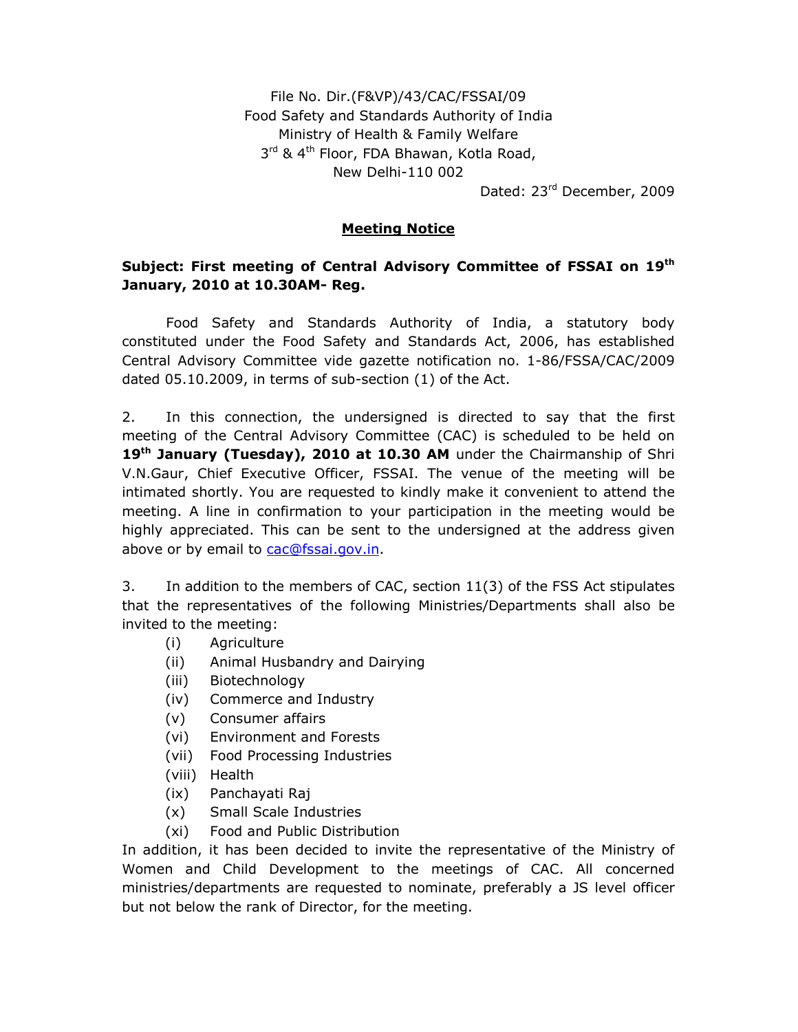File No. Dir.(F&VP)/43/CAC/FSSAI/09
Food Safety and Standards Authority of India
Ministry of Health & Family Welfare
3rd & 4th Floor, FDA Bhawan, Kotla Road,
New Delhi-110 002

Dated: 23rd December, 2009

## Meeting Notice

**Subject: First meeting of Central Advisory Committee of FSSAI on 19th January, 2010 at 10.30AM- Reg.**

Food Safety and Standards Authority of India, a statutory body constituted under the Food Safety and Standards Act, 2006, has established Central Advisory Committee vide gazette notification no. 1-86/FSSA/CAC/2009 dated 05.10.2009, in terms of sub-section (1) of the Act.

2. In this connection, the undersigned is directed to say that the first meeting of the Central Advisory Committee (CAC) is scheduled to be held on **19th January (Tuesday), 2010 at 10.30 AM** under the Chairmanship of Shri V.N.Gaur, Chief Executive Officer, FSSAI. The venue of the meeting will be intimated shortly. You are requested to kindly make it convenient to attend the meeting. A line in confirmation to your participation in the meeting would be highly appreciated. This can be sent to the undersigned at the address given above or by email to cac@fssai.gov.in.

3. In addition to the members of CAC, section 11(3) of the FSS Act stipulates that the representatives of the following Ministries/Departments shall also be invited to the meeting:

- (i) Agriculture
- (ii) Animal Husbandry and Dairying
- (iii) Biotechnology
- (iv) Commerce and Industry
- (v) Consumer affairs
- (vi) Environment and Forests
- (vii) Food Processing Industries
- (viii) Health
- (ix) Panchayati Raj
- (x) Small Scale Industries
- (xi) Food and Public Distribution

In addition, it has been decided to invite the representative of the Ministry of Women and Child Development to the meetings of CAC. All concerned ministries/departments are requested to nominate, preferably a JS level officer but not below the rank of Director, for the meeting.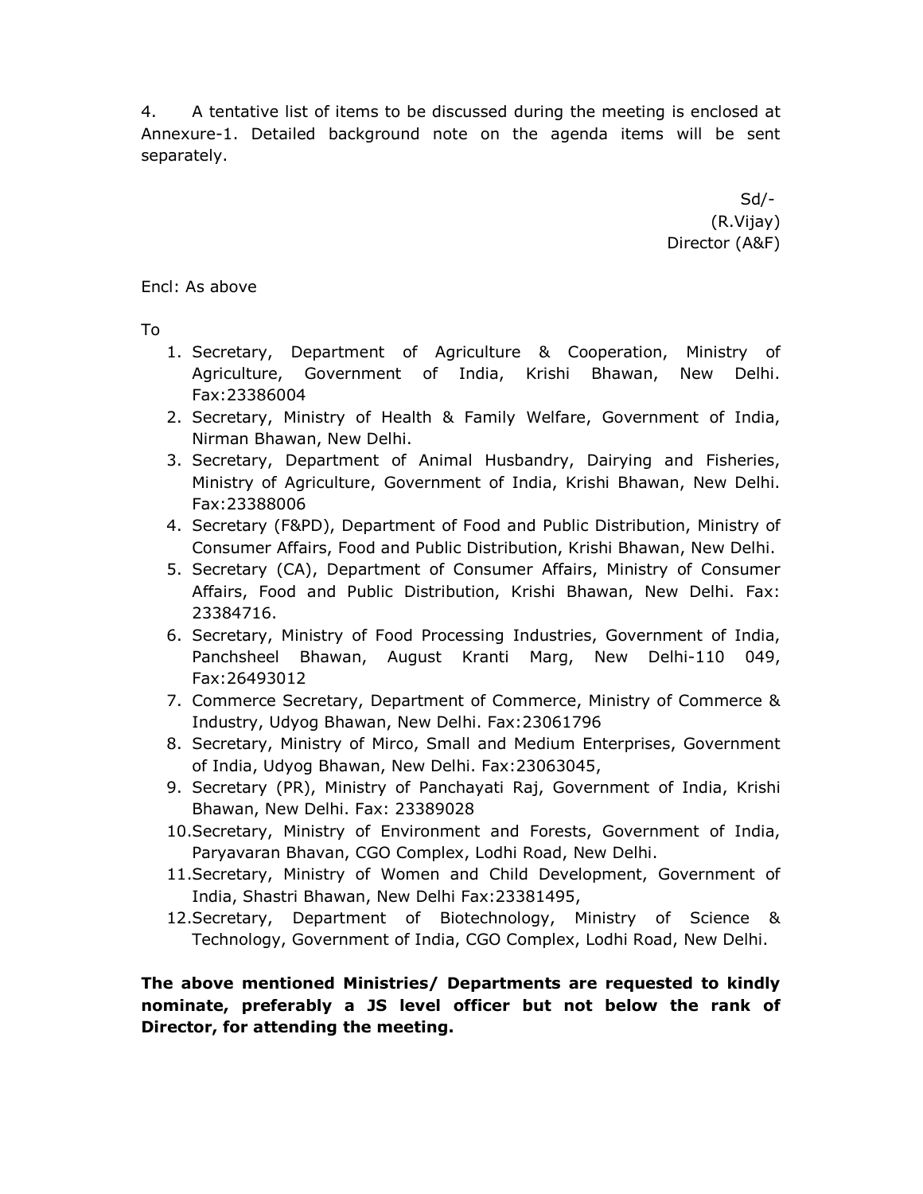4. A tentative list of items to be discussed during the meeting is enclosed at Annexure-1. Detailed background note on the agenda items will be sent separately.

Sd/-
(R.Vijay)
Director (A&F)

Encl: As above

To

1. Secretary, Department of Agriculture & Cooperation, Ministry of Agriculture, Government of India, Krishi Bhawan, New Delhi. Fax:23386004
2. Secretary, Ministry of Health & Family Welfare, Government of India, Nirman Bhawan, New Delhi.
3. Secretary, Department of Animal Husbandry, Dairying and Fisheries, Ministry of Agriculture, Government of India, Krishi Bhawan, New Delhi. Fax:23388006
4. Secretary (F&PD), Department of Food and Public Distribution, Ministry of Consumer Affairs, Food and Public Distribution, Krishi Bhawan, New Delhi.
5. Secretary (CA), Department of Consumer Affairs, Ministry of Consumer Affairs, Food and Public Distribution, Krishi Bhawan, New Delhi. Fax: 23384716.
6. Secretary, Ministry of Food Processing Industries, Government of India, Panchsheel Bhawan, August Kranti Marg, New Delhi-110 049, Fax:26493012
7. Commerce Secretary, Department of Commerce, Ministry of Commerce & Industry, Udyog Bhawan, New Delhi. Fax:23061796
8. Secretary, Ministry of Mirco, Small and Medium Enterprises, Government of India, Udyog Bhawan, New Delhi. Fax:23063045,
9. Secretary (PR), Ministry of Panchayati Raj, Government of India, Krishi Bhawan, New Delhi. Fax: 23389028
10. Secretary, Ministry of Environment and Forests, Government of India, Paryavaran Bhavan, CGO Complex, Lodhi Road, New Delhi.
11. Secretary, Ministry of Women and Child Development, Government of India, Shastri Bhawan, New Delhi Fax:23381495,
12. Secretary, Department of Biotechnology, Ministry of Science & Technology, Government of India, CGO Complex, Lodhi Road, New Delhi.

**The above mentioned Ministries/ Departments are requested to kindly nominate, preferably a JS level officer but not below the rank of Director, for attending the meeting.**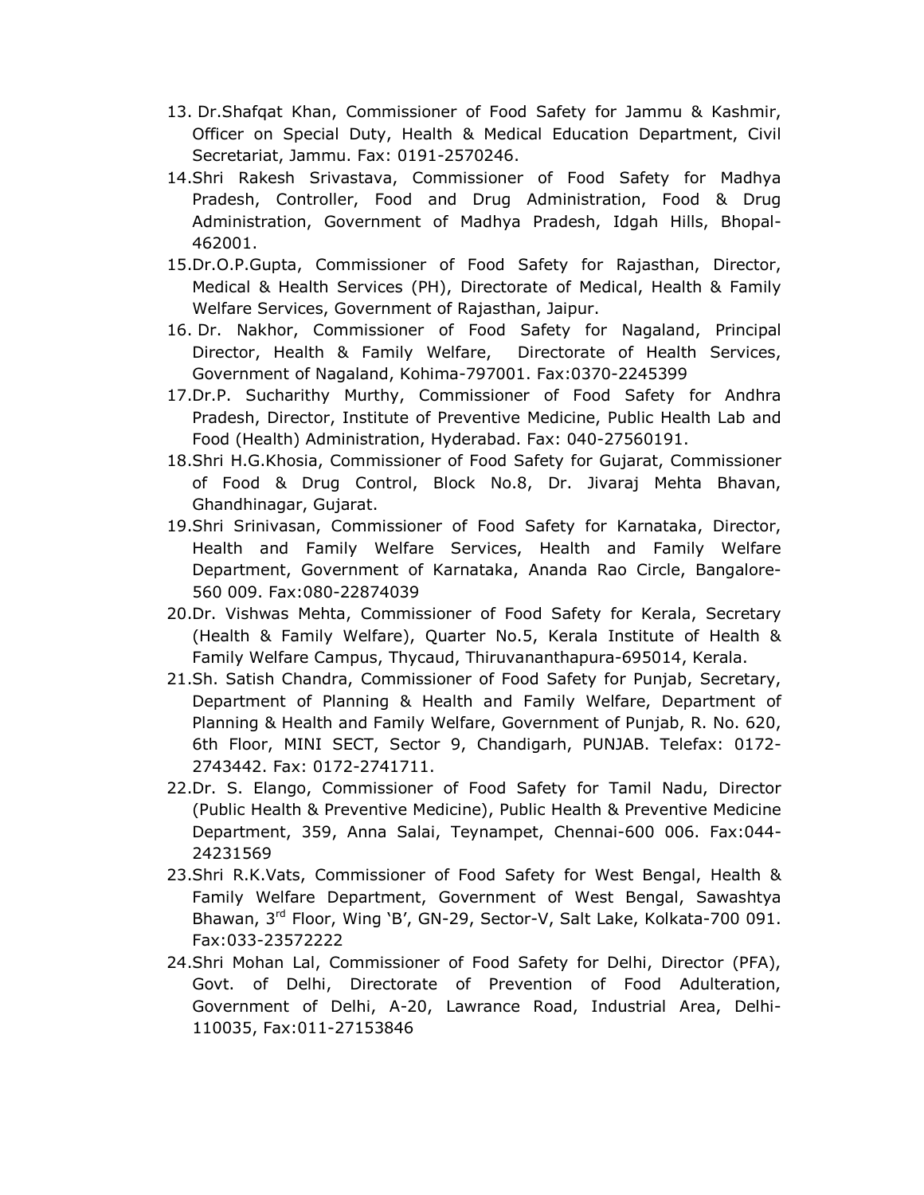13. Dr.Shafqat Khan, Commissioner of Food Safety for Jammu & Kashmir, Officer on Special Duty, Health & Medical Education Department, Civil Secretariat, Jammu. Fax: 0191-2570246.
14. Shri Rakesh Srivastava, Commissioner of Food Safety for Madhya Pradesh, Controller, Food and Drug Administration, Food & Drug Administration, Government of Madhya Pradesh, Idgah Hills, Bhopal-462001.
15. Dr.O.P.Gupta, Commissioner of Food Safety for Rajasthan, Director, Medical & Health Services (PH), Directorate of Medical, Health & Family Welfare Services, Government of Rajasthan, Jaipur.
16. Dr. Nakhor, Commissioner of Food Safety for Nagaland, Principal Director, Health & Family Welfare, Directorate of Health Services, Government of Nagaland, Kohima-797001. Fax:0370-2245399
17. Dr.P. Sucharithy Murthy, Commissioner of Food Safety for Andhra Pradesh, Director, Institute of Preventive Medicine, Public Health Lab and Food (Health) Administration, Hyderabad. Fax: 040-27560191.
18. Shri H.G.Khosia, Commissioner of Food Safety for Gujarat, Commissioner of Food & Drug Control, Block No.8, Dr. Jivaraj Mehta Bhavan, Ghandhinagar, Gujarat.
19. Shri Srinivasan, Commissioner of Food Safety for Karnataka, Director, Health and Family Welfare Services, Health and Family Welfare Department, Government of Karnataka, Ananda Rao Circle, Bangalore-560 009. Fax:080-22874039
20. Dr. Vishwas Mehta, Commissioner of Food Safety for Kerala, Secretary (Health & Family Welfare), Quarter No.5, Kerala Institute of Health & Family Welfare Campus, Thycaud, Thiruvananthapura-695014, Kerala.
21. Sh. Satish Chandra, Commissioner of Food Safety for Punjab, Secretary, Department of Planning & Health and Family Welfare, Department of Planning & Health and Family Welfare, Government of Punjab, R. No. 620, 6th Floor, MINI SECT, Sector 9, Chandigarh, PUNJAB. Telefax: 0172-2743442. Fax: 0172-2741711.
22. Dr. S. Elango, Commissioner of Food Safety for Tamil Nadu, Director (Public Health & Preventive Medicine), Public Health & Preventive Medicine Department, 359, Anna Salai, Teynampet, Chennai-600 006. Fax:044-24231569
23. Shri R.K.Vats, Commissioner of Food Safety for West Bengal, Health & Family Welfare Department, Government of West Bengal, Sawashtya Bhawan, 3rd Floor, Wing 'B', GN-29, Sector-V, Salt Lake, Kolkata-700 091. Fax:033-23572222
24. Shri Mohan Lal, Commissioner of Food Safety for Delhi, Director (PFA), Govt. of Delhi, Directorate of Prevention of Food Adulteration, Government of Delhi, A-20, Lawrance Road, Industrial Area, Delhi-110035, Fax:011-27153846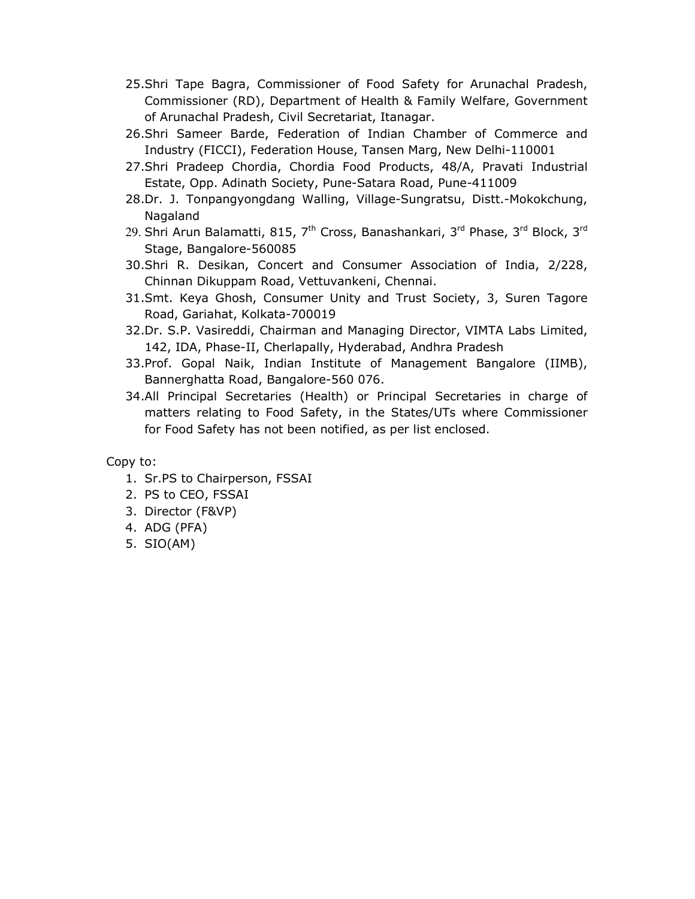25. Shri Tape Bagra, Commissioner of Food Safety for Arunachal Pradesh, Commissioner (RD), Department of Health & Family Welfare, Government of Arunachal Pradesh, Civil Secretariat, Itanagar.
26. Shri Sameer Barde, Federation of Indian Chamber of Commerce and Industry (FICCI), Federation House, Tansen Marg, New Delhi-110001
27. Shri Pradeep Chordia, Chordia Food Products, 48/A, Pravati Industrial Estate, Opp. Adinath Society, Pune-Satara Road, Pune-411009
28. Dr. J. Tonpangyongdang Walling, Village-Sungratsu, Distt.-Mokokchung, Nagaland
29. Shri Arun Balamatti, 815, 7th Cross, Banashankari, 3rd Phase, 3rd Block, 3rd Stage, Bangalore-560085
30. Shri R. Desikan, Concert and Consumer Association of India, 2/228, Chinnan Dikuppam Road, Vettuvankeni, Chennai.
31. Smt. Keya Ghosh, Consumer Unity and Trust Society, 3, Suren Tagore Road, Gariahat, Kolkata-700019
32. Dr. S.P. Vasireddi, Chairman and Managing Director, VIMTA Labs Limited, 142, IDA, Phase-II, Cherlapally, Hyderabad, Andhra Pradesh
33. Prof. Gopal Naik, Indian Institute of Management Bangalore (IIMB), Bannerghatta Road, Bangalore-560 076.
34. All Principal Secretaries (Health) or Principal Secretaries in charge of matters relating to Food Safety, in the States/UTs where Commissioner for Food Safety has not been notified, as per list enclosed.

Copy to:

1. Sr.PS to Chairperson, FSSAI
2. PS to CEO, FSSAI
3. Director (F&VP)
4. ADG (PFA)
5. SIO(AM)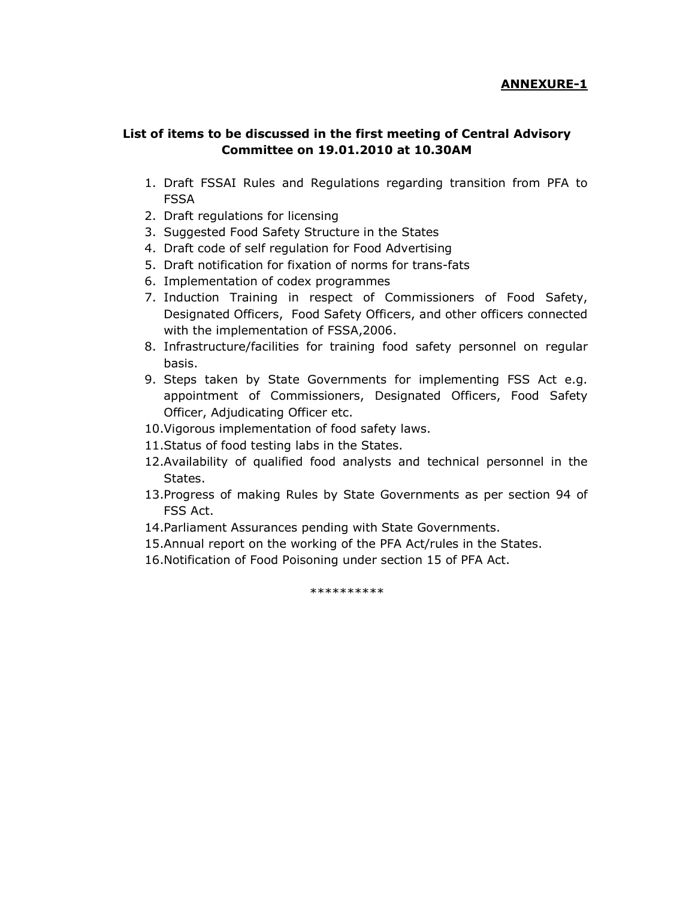**ANNEXURE-1**

## List of items to be discussed in the first meeting of Central Advisory Committee on 19.01.2010 at 10.30AM

1. Draft FSSAI Rules and Regulations regarding transition from PFA to FSSA
2. Draft regulations for licensing
3. Suggested Food Safety Structure in the States
4. Draft code of self regulation for Food Advertising
5. Draft notification for fixation of norms for trans-fats
6. Implementation of codex programmes
7. Induction Training in respect of Commissioners of Food Safety, Designated Officers, Food Safety Officers, and other officers connected with the implementation of FSSA,2006.
8. Infrastructure/facilities for training food safety personnel on regular basis.
9. Steps taken by State Governments for implementing FSS Act e.g. appointment of Commissioners, Designated Officers, Food Safety Officer, Adjudicating Officer etc.
10. Vigorous implementation of food safety laws.
11. Status of food testing labs in the States.
12. Availability of qualified food analysts and technical personnel in the States.
13. Progress of making Rules by State Governments as per section 94 of FSS Act.
14. Parliament Assurances pending with State Governments.
15. Annual report on the working of the PFA Act/rules in the States.
16. Notification of Food Poisoning under section 15 of PFA Act.

**********